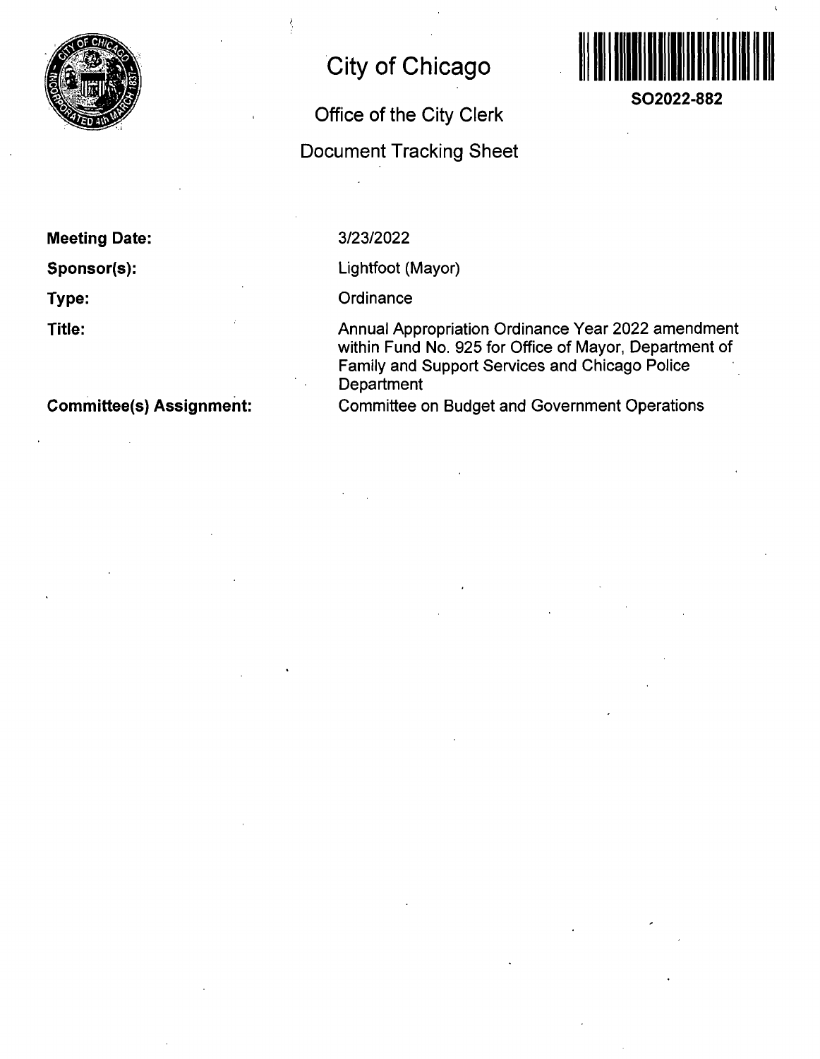# City of Chicago

## Office of the City Clerk

## Document Tracking Sheet

**SO2022-882**

**Meeting Date:** 3/23/2022

**Sponsor(s):** Lightfoot (Mayor)

**Type:** Ordinance

**Title:** Annual Appropriation Ordinance Year 2022 amendment within Fund No. 925 for Office of Mayor, Department of Family and Support Services and Chicago Police Department

**Committee(s) Assignment:** Committee on Budget and Government Operations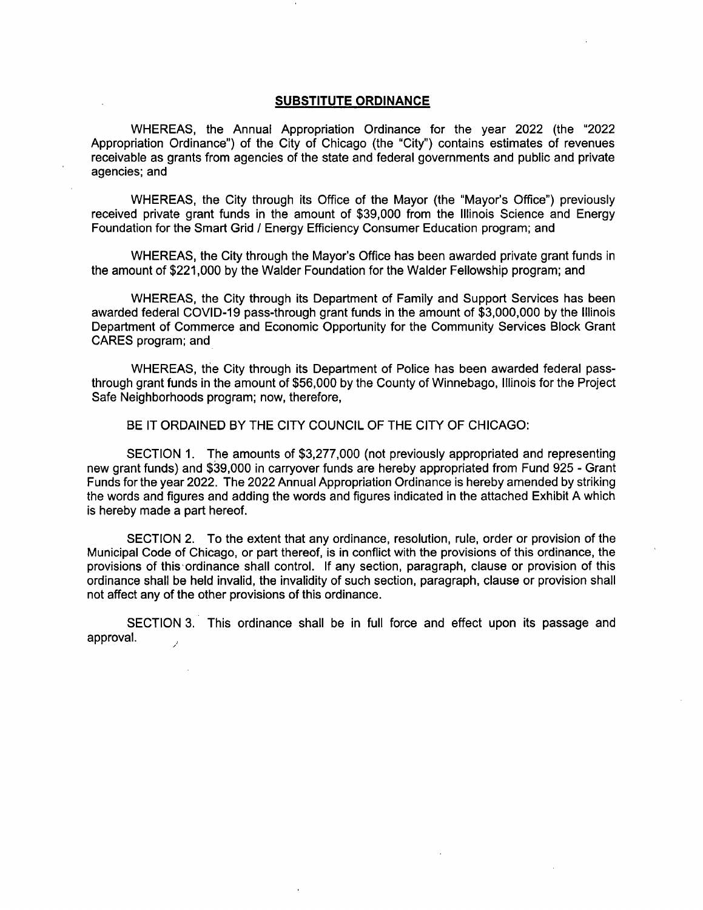## SUBSTITUTE ORDINANCE

WHEREAS, the Annual Appropriation Ordinance for the year 2022 (the "2022 Appropriation Ordinance") of the City of Chicago (the "City") contains estimates of revenues receivable as grants from agencies of the state and federal governments and public and private agencies; and

WHEREAS, the City through its Office of the Mayor (the "Mayor's Office") previously received private grant funds in the amount of $39,000 from the Illinois Science and Energy Foundation for the Smart Grid / Energy Efficiency Consumer Education program; and

WHEREAS, the City through the Mayor's Office has been awarded private grant funds in the amount of $221,000 by the Walder Foundation for the Walder Fellowship program; and

WHEREAS, the City through its Department of Family and Support Services has been awarded federal COVID-19 pass-through grant funds in the amount of $3,000,000 by the Illinois Department of Commerce and Economic Opportunity for the Community Services Block Grant CARES program; and

WHEREAS, the City through its Department of Police has been awarded federal pass-through grant funds in the amount of $56,000 by the County of Winnebago, Illinois for the Project Safe Neighborhoods program; now, therefore,

BE IT ORDAINED BY THE CITY COUNCIL OF THE CITY OF CHICAGO:

SECTION 1. The amounts of $3,277,000 (not previously appropriated and representing new grant funds) and $39,000 in carryover funds are hereby appropriated from Fund 925 - Grant Funds for the year 2022. The 2022 Annual Appropriation Ordinance is hereby amended by striking the words and figures and adding the words and figures indicated in the attached Exhibit A which is hereby made a part hereof.

SECTION 2. To the extent that any ordinance, resolution, rule, order or provision of the Municipal Code of Chicago, or part thereof, is in conflict with the provisions of this ordinance, the provisions of this ordinance shall control. If any section, paragraph, clause or provision of this ordinance shall be held invalid, the invalidity of such section, paragraph, clause or provision shall not affect any of the other provisions of this ordinance.

SECTION 3. This ordinance shall be in full force and effect upon its passage and approval.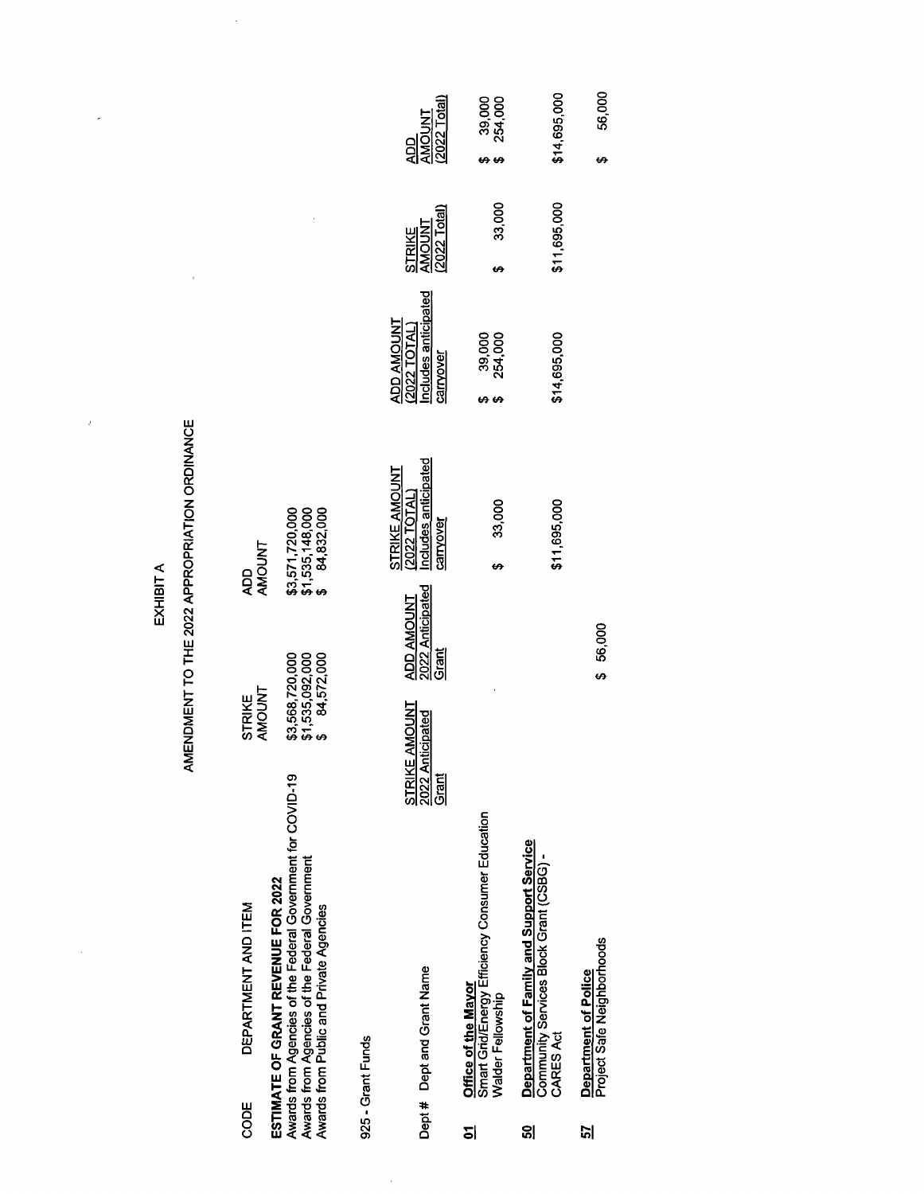# EXHIBIT A

## AMENDMENT TO THE 2022 APPROPRIATION ORDINANCE

| CODE | DEPARTMENT AND ITEM | STRIKE AMOUNT | ADD AMOUNT |
|---|---|---|---|
| | **ESTIMATE OF GRANT REVENUE FOR 2022** | | |
| | Awards from Agencies of the Federal Government for COVID-19 | $3,568,720,000 | $3,571,720,000 |
| | Awards from Agencies of the Federal Government | $1,535,092,000 | $1,535,148,000 |
| | Awards from Public and Private Agencies | $ 84,572,000 | $ 84,832,000 |

925 - Grant Funds

| Dept # | Dept and Grant Name | STRIKE AMOUNT 2022 Anticipated Grant | ADD AMOUNT 2022 Anticipated Grant | STRIKE AMOUNT (2022 TOTAL) Includes anticipated carryover | ADD AMOUNT (2022 TOTAL) Includes anticipated carryover | STRIKE AMOUNT (2022 Total) | ADD AMOUNT (2022 Total) |
|---|---|---|---|---|---|---|---|
| 01 | **Office of the Mayor** | | | | | | |
| | Smart Grid/Energy Efficiency Consumer Education | | | | $ 39,000 | | $ 39,000 |
| | Walder Fellowship | | | $ 33,000 | $ 254,000 | $ 33,000 | $ 254,000 |
| 50 | **Department of Family and Support Service** | | | | | | |
| | Community Services Block Grant (CSBG) - CARES Act | | | $11,695,000 | $14,695,000 | $11,695,000 | $14,695,000 |
| 57 | **Department of Police** | | | | | | |
| | Project Safe Neighborhoods | | $ 56,000 | | | | $ 56,000 |